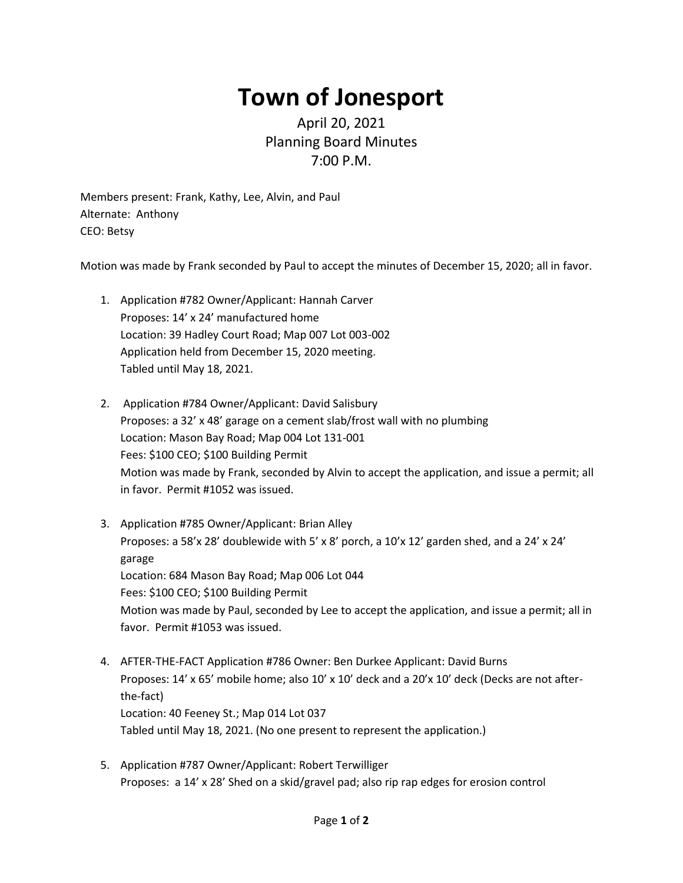# Town of Jonesport

April 20, 2021
Planning Board Minutes
7:00 P.M.

Members present: Frank, Kathy, Lee, Alvin, and Paul
Alternate: Anthony
CEO: Betsy

Motion was made by Frank seconded by Paul to accept the minutes of December 15, 2020; all in favor.

1. Application #782 Owner/Applicant: Hannah Carver
   Proposes: 14' x 24' manufactured home
   Location: 39 Hadley Court Road; Map 007 Lot 003-002
   Application held from December 15, 2020 meeting.
   Tabled until May 18, 2021.

2. Application #784 Owner/Applicant: David Salisbury
   Proposes: a 32' x 48' garage on a cement slab/frost wall with no plumbing
   Location: Mason Bay Road; Map 004 Lot 131-001
   Fees: $100 CEO; $100 Building Permit
   Motion was made by Frank, seconded by Alvin to accept the application, and issue a permit; all in favor. Permit #1052 was issued.

3. Application #785 Owner/Applicant: Brian Alley
   Proposes: a 58'x 28' doublewide with 5' x 8' porch, a 10'x 12' garden shed, and a 24' x 24' garage
   Location: 684 Mason Bay Road; Map 006 Lot 044
   Fees: $100 CEO; $100 Building Permit
   Motion was made by Paul, seconded by Lee to accept the application, and issue a permit; all in favor. Permit #1053 was issued.

4. AFTER-THE-FACT Application #786 Owner: Ben Durkee Applicant: David Burns
   Proposes: 14' x 65' mobile home; also 10' x 10' deck and a 20'x 10' deck (Decks are not after-the-fact)
   Location: 40 Feeney St.; Map 014 Lot 037
   Tabled until May 18, 2021. (No one present to represent the application.)

5. Application #787 Owner/Applicant: Robert Terwilliger
   Proposes: a 14' x 28' Shed on a skid/gravel pad; also rip rap edges for erosion control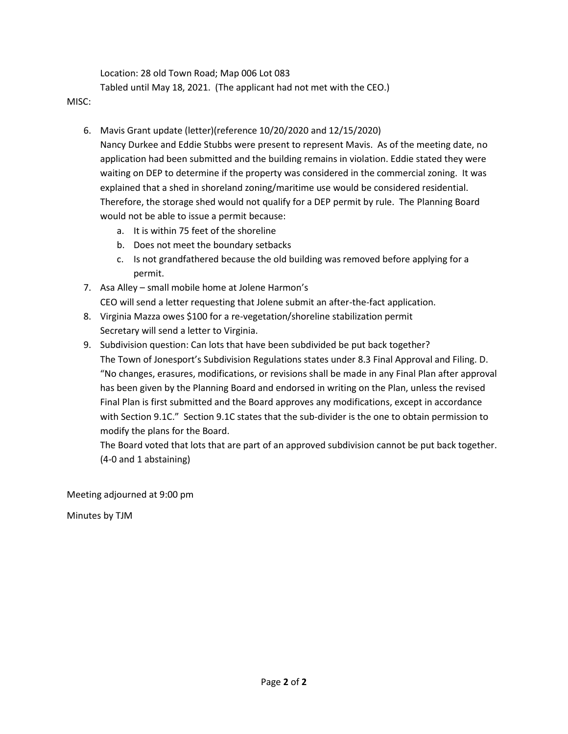Location: 28 old Town Road; Map 006 Lot 083

Tabled until May 18, 2021. (The applicant had not met with the CEO.)

MISC:

6. Mavis Grant update (letter)(reference 10/20/2020 and 12/15/2020)
   Nancy Durkee and Eddie Stubbs were present to represent Mavis. As of the meeting date, no application had been submitted and the building remains in violation. Eddie stated they were waiting on DEP to determine if the property was considered in the commercial zoning. It was explained that a shed in shoreland zoning/maritime use would be considered residential. Therefore, the storage shed would not qualify for a DEP permit by rule. The Planning Board would not be able to issue a permit because:
   a. It is within 75 feet of the shoreline
   b. Does not meet the boundary setbacks
   c. Is not grandfathered because the old building was removed before applying for a permit.
7. Asa Alley – small mobile home at Jolene Harmon's
   CEO will send a letter requesting that Jolene submit an after-the-fact application.
8. Virginia Mazza owes $100 for a re-vegetation/shoreline stabilization permit
   Secretary will send a letter to Virginia.
9. Subdivision question: Can lots that have been subdivided be put back together?
   The Town of Jonesport's Subdivision Regulations states under 8.3 Final Approval and Filing. D. "No changes, erasures, modifications, or revisions shall be made in any Final Plan after approval has been given by the Planning Board and endorsed in writing on the Plan, unless the revised Final Plan is first submitted and the Board approves any modifications, except in accordance with Section 9.1C." Section 9.1C states that the sub-divider is the one to obtain permission to modify the plans for the Board.
   The Board voted that lots that are part of an approved subdivision cannot be put back together. (4-0 and 1 abstaining)

Meeting adjourned at 9:00 pm

Minutes by TJM